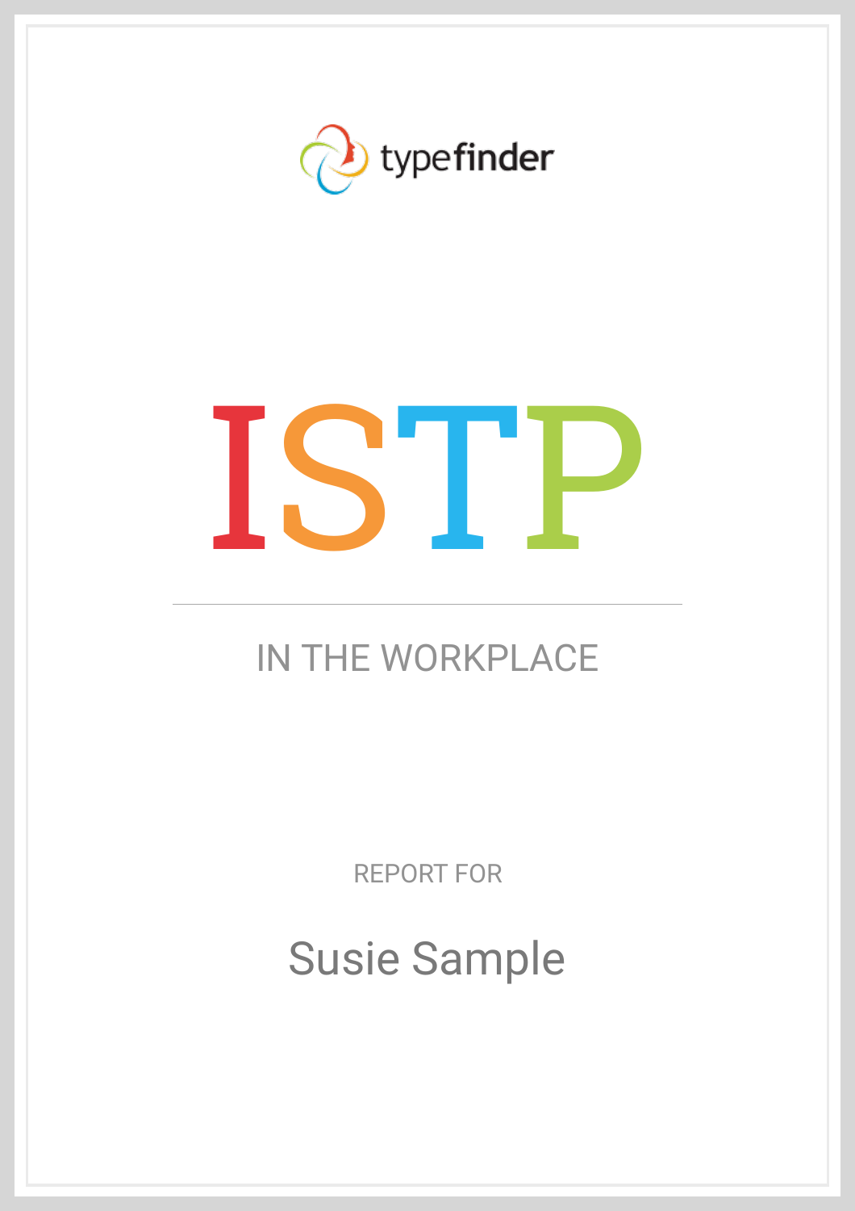typefinder

# ISTP

## IN THE WORKPLACE

REPORT FOR

Susie Sample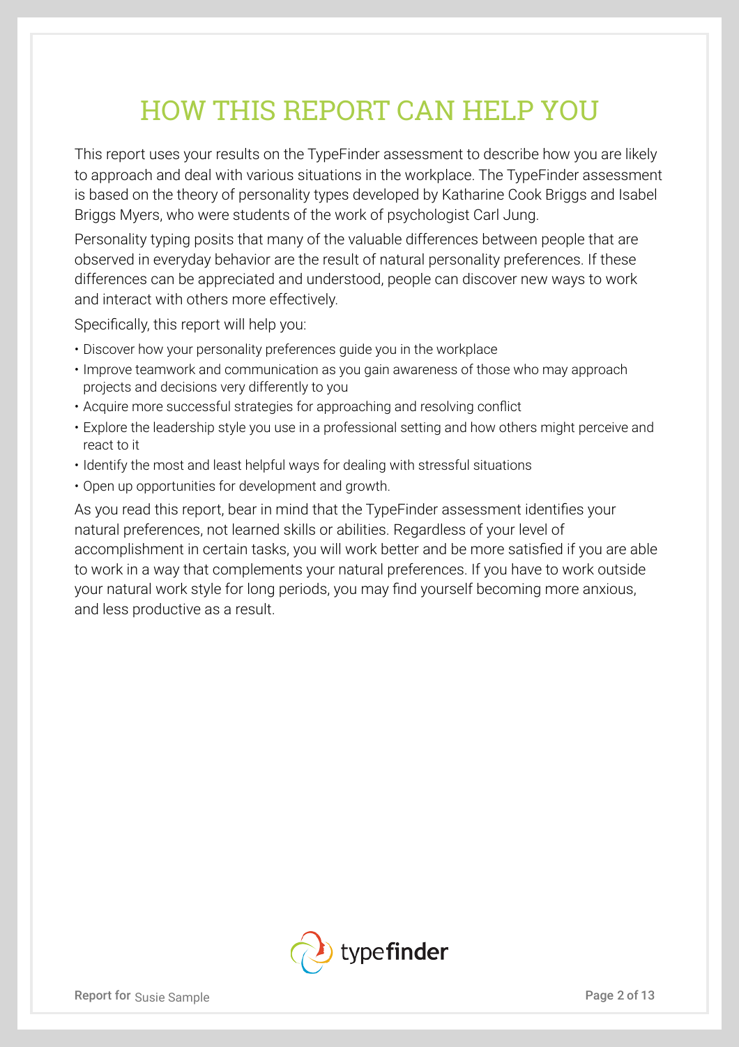# HOW THIS REPORT CAN HELP YOU

This report uses your results on the TypeFinder assessment to describe how you are likely to approach and deal with various situations in the workplace. The TypeFinder assessment is based on the theory of personality types developed by Katharine Cook Briggs and Isabel Briggs Myers, who were students of the work of psychologist Carl Jung.

Personality typing posits that many of the valuable differences between people that are observed in everyday behavior are the result of natural personality preferences. If these differences can be appreciated and understood, people can discover new ways to work and interact with others more effectively.

Specifically, this report will help you:

- Discover how your personality preferences guide you in the workplace
- Improve teamwork and communication as you gain awareness of those who may approach projects and decisions very differently to you
- Acquire more successful strategies for approaching and resolving conflict
- Explore the leadership style you use in a professional setting and how others might perceive and react to it
- Identify the most and least helpful ways for dealing with stressful situations
- Open up opportunities for development and growth.

As you read this report, bear in mind that the TypeFinder assessment identifies your natural preferences, not learned skills or abilities. Regardless of your level of accomplishment in certain tasks, you will work better and be more satisfied if you are able to work in a way that complements your natural preferences. If you have to work outside your natural work style for long periods, you may find yourself becoming more anxious, and less productive as a result.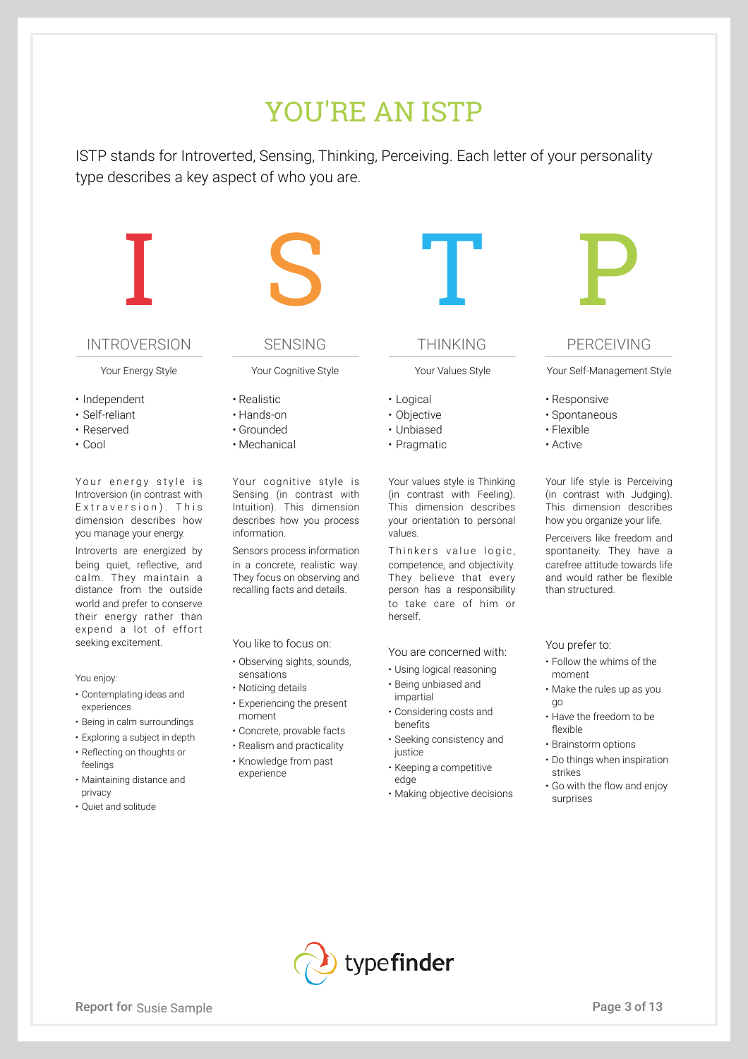# YOU'RE AN ISTP

ISTP stands for Introverted, Sensing, Thinking, Perceiving. Each letter of your personality type describes a key aspect of who you are.

## I — INTROVERSION

Your Energy Style

- Independent
- Self-reliant
- Reserved
- Cool

Your energy style is Introversion (in contrast with Extraversion). This dimension describes how you manage your energy.

Introverts are energized by being quiet, reflective, and calm. They maintain a distance from the outside world and prefer to conserve their energy rather than expend a lot of effort seeking excitement.

You enjoy:

- Contemplating ideas and experiences
- Being in calm surroundings
- Exploring a subject in depth
- Reflecting on thoughts or feelings
- Maintaining distance and privacy
- Quiet and solitude

## S — SENSING

Your Cognitive Style

- Realistic
- Hands-on
- Grounded
- Mechanical

Your cognitive style is Sensing (in contrast with Intuition). This dimension describes how you process information.

Sensors process information in a concrete, realistic way. They focus on observing and recalling facts and details.

You like to focus on:

- Observing sights, sounds, sensations
- Noticing details
- Experiencing the present moment
- Concrete, provable facts
- Realism and practicality
- Knowledge from past experience

## T — THINKING

Your Values Style

- Logical
- Objective
- Unbiased
- Pragmatic

Your values style is Thinking (in contrast with Feeling). This dimension describes your orientation to personal values.

Thinkers value logic, competence, and objectivity. They believe that every person has a responsibility to take care of him or herself.

You are concerned with:

- Using logical reasoning
- Being unbiased and impartial
- Considering costs and benefits
- Seeking consistency and justice
- Keeping a competitive edge
- Making objective decisions

## P — PERCEIVING

Your Self-Management Style

- Responsive
- Spontaneous
- Flexible
- Active

Your life style is Perceiving (in contrast with Judging). This dimension describes how you organize your life.

Perceivers like freedom and spontaneity. They have a carefree attitude towards life and would rather be flexible than structured.

You prefer to:

- Follow the whims of the moment
- Make the rules up as you go
- Have the freedom to be flexible
- Brainstorm options
- Do things when inspiration strikes
- Go with the flow and enjoy surprises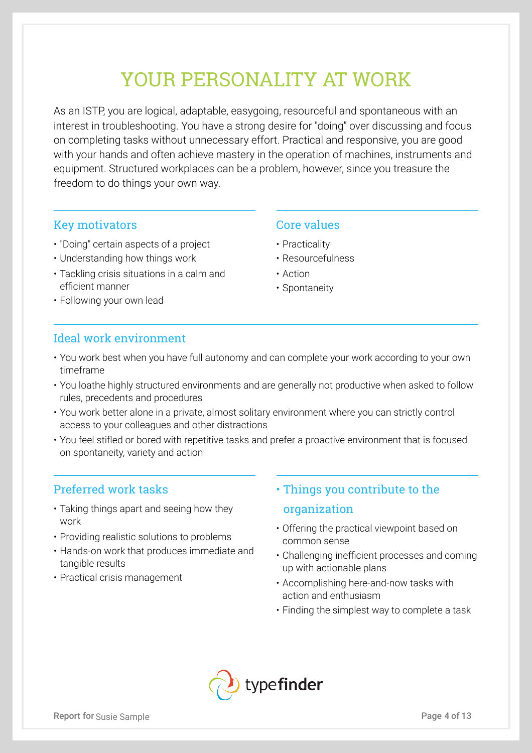# YOUR PERSONALITY AT WORK

As an ISTP, you are logical, adaptable, easygoing, resourceful and spontaneous with an interest in troubleshooting. You have a strong desire for "doing" over discussing and focus on completing tasks without unnecessary effort. Practical and responsive, you are good with your hands and often achieve mastery in the operation of machines, instruments and equipment. Structured workplaces can be a problem, however, since you treasure the freedom to do things your own way.

## Key motivators

- "Doing" certain aspects of a project
- Understanding how things work
- Tackling crisis situations in a calm and efficient manner
- Following your own lead

## Core values

- Practicality
- Resourcefulness
- Action
- Spontaneity

## Ideal work environment

- You work best when you have full autonomy and can complete your work according to your own timeframe
- You loathe highly structured environments and are generally not productive when asked to follow rules, precedents and procedures
- You work better alone in a private, almost solitary environment where you can strictly control access to your colleagues and other distractions
- You feel stifled or bored with repetitive tasks and prefer a proactive environment that is focused on spontaneity, variety and action

## Preferred work tasks

- Taking things apart and seeing how they work
- Providing realistic solutions to problems
- Hands-on work that produces immediate and tangible results
- Practical crisis management

## Things you contribute to the organization

- Offering the practical viewpoint based on common sense
- Challenging inefficient processes and coming up with actionable plans
- Accomplishing here-and-now tasks with action and enthusiasm
- Finding the simplest way to complete a task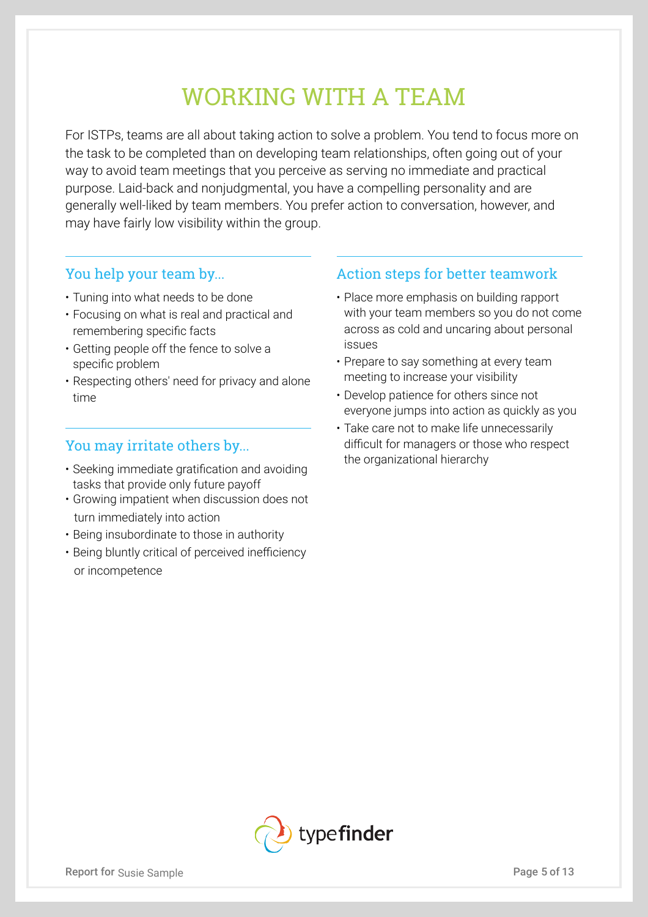# WORKING WITH A TEAM

For ISTPs, teams are all about taking action to solve a problem. You tend to focus more on the task to be completed than on developing team relationships, often going out of your way to avoid team meetings that you perceive as serving no immediate and practical purpose. Laid-back and nonjudgmental, you have a compelling personality and are generally well-liked by team members. You prefer action to conversation, however, and may have fairly low visibility within the group.

## You help your team by...

- Tuning into what needs to be done
- Focusing on what is real and practical and remembering specific facts
- Getting people off the fence to solve a specific problem
- Respecting others' need for privacy and alone time

## You may irritate others by...

- Seeking immediate gratification and avoiding tasks that provide only future payoff
- Growing impatient when discussion does not turn immediately into action
- Being insubordinate to those in authority
- Being bluntly critical of perceived inefficiency or incompetence

## Action steps for better teamwork

- Place more emphasis on building rapport with your team members so you do not come across as cold and uncaring about personal issues
- Prepare to say something at every team meeting to increase your visibility
- Develop patience for others since not everyone jumps into action as quickly as you
- Take care not to make life unnecessarily difficult for managers or those who respect the organizational hierarchy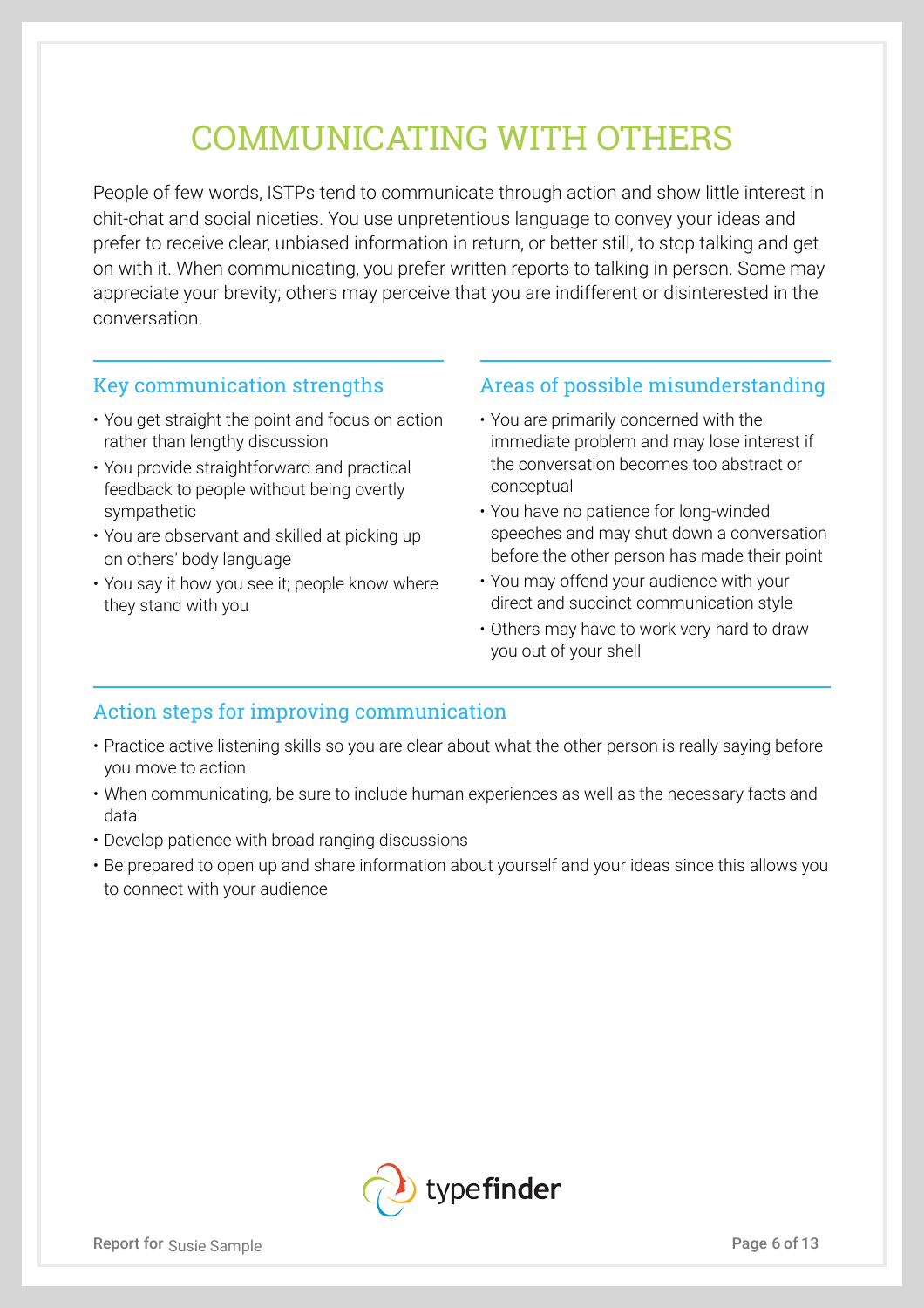# COMMUNICATING WITH OTHERS

People of few words, ISTPs tend to communicate through action and show little interest in chit-chat and social niceties. You use unpretentious language to convey your ideas and prefer to receive clear, unbiased information in return, or better still, to stop talking and get on with it. When communicating, you prefer written reports to talking in person. Some may appreciate your brevity; others may perceive that you are indifferent or disinterested in the conversation.

## Key communication strengths

- You get straight the point and focus on action rather than lengthy discussion
- You provide straightforward and practical feedback to people without being overtly sympathetic
- You are observant and skilled at picking up on others' body language
- You say it how you see it; people know where they stand with you

## Areas of possible misunderstanding

- You are primarily concerned with the immediate problem and may lose interest if the conversation becomes too abstract or conceptual
- You have no patience for long-winded speeches and may shut down a conversation before the other person has made their point
- You may offend your audience with your direct and succinct communication style
- Others may have to work very hard to draw you out of your shell

## Action steps for improving communication

- Practice active listening skills so you are clear about what the other person is really saying before you move to action
- When communicating, be sure to include human experiences as well as the necessary facts and data
- Develop patience with broad ranging discussions
- Be prepared to open up and share information about yourself and your ideas since this allows you to connect with your audience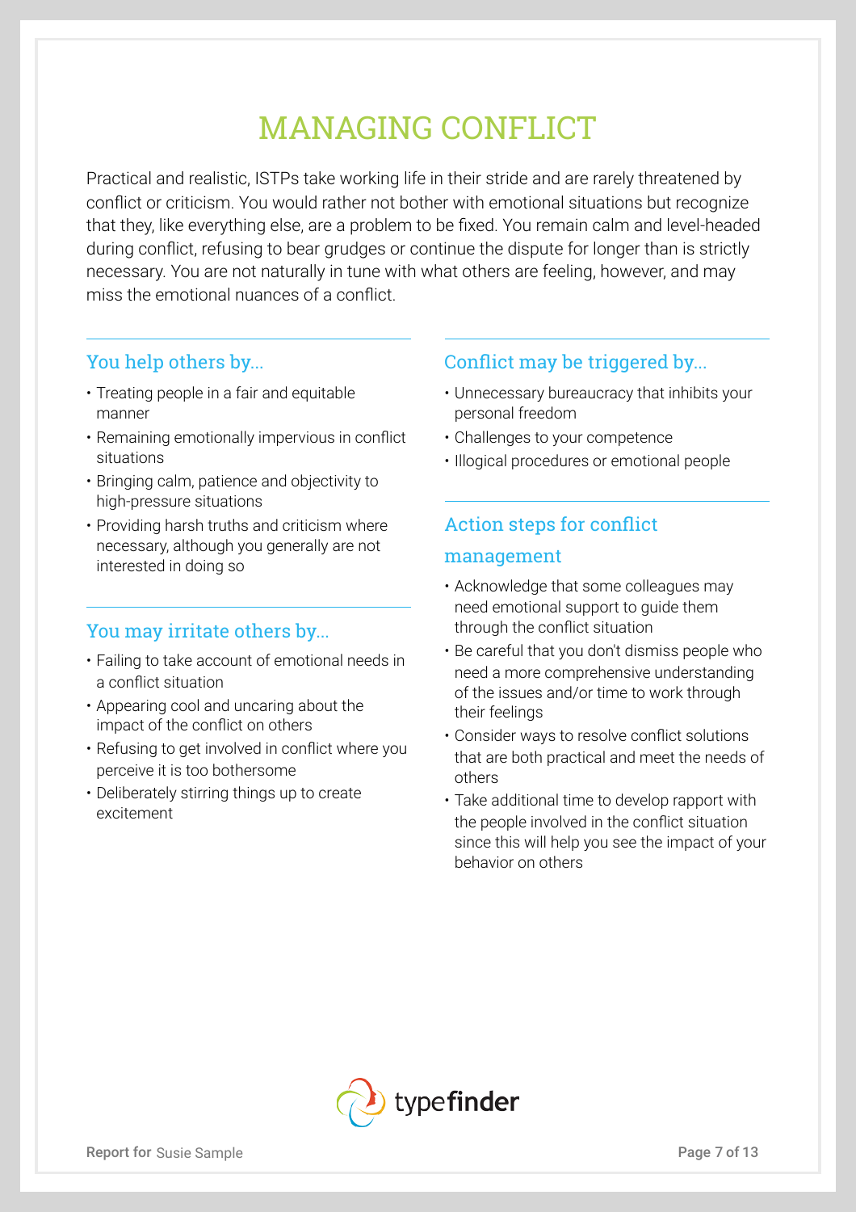# MANAGING CONFLICT

Practical and realistic, ISTPs take working life in their stride and are rarely threatened by conflict or criticism. You would rather not bother with emotional situations but recognize that they, like everything else, are a problem to be fixed. You remain calm and level-headed during conflict, refusing to bear grudges or continue the dispute for longer than is strictly necessary. You are not naturally in tune with what others are feeling, however, and may miss the emotional nuances of a conflict.

## You help others by...

- Treating people in a fair and equitable manner
- Remaining emotionally impervious in conflict situations
- Bringing calm, patience and objectivity to high-pressure situations
- Providing harsh truths and criticism where necessary, although you generally are not interested in doing so

## You may irritate others by...

- Failing to take account of emotional needs in a conflict situation
- Appearing cool and uncaring about the impact of the conflict on others
- Refusing to get involved in conflict where you perceive it is too bothersome
- Deliberately stirring things up to create excitement

## Conflict may be triggered by...

- Unnecessary bureaucracy that inhibits your personal freedom
- Challenges to your competence
- Illogical procedures or emotional people

## Action steps for conflict management

- Acknowledge that some colleagues may need emotional support to guide them through the conflict situation
- Be careful that you don't dismiss people who need a more comprehensive understanding of the issues and/or time to work through their feelings
- Consider ways to resolve conflict solutions that are both practical and meet the needs of others
- Take additional time to develop rapport with the people involved in the conflict situation since this will help you see the impact of your behavior on others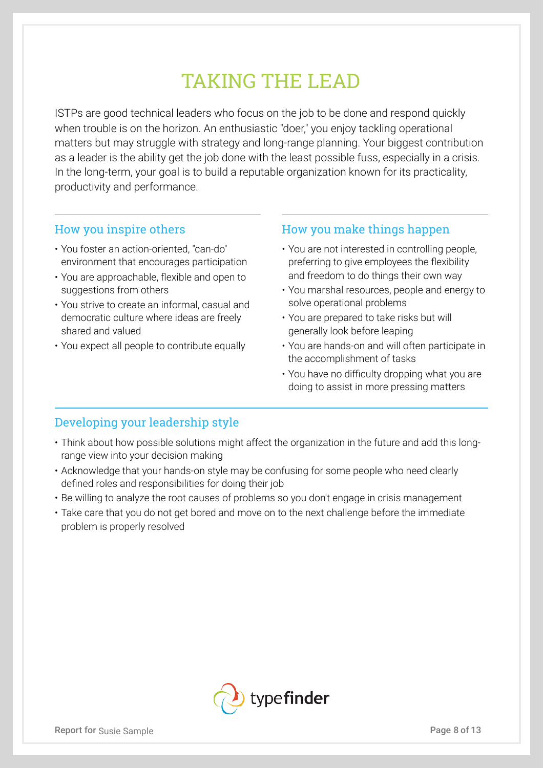# TAKING THE LEAD

ISTPs are good technical leaders who focus on the job to be done and respond quickly when trouble is on the horizon. An enthusiastic "doer," you enjoy tackling operational matters but may struggle with strategy and long-range planning. Your biggest contribution as a leader is the ability get the job done with the least possible fuss, especially in a crisis. In the long-term, your goal is to build a reputable organization known for its practicality, productivity and performance.

## How you inspire others

- You foster an action-oriented, "can-do" environment that encourages participation
- You are approachable, flexible and open to suggestions from others
- You strive to create an informal, casual and democratic culture where ideas are freely shared and valued
- You expect all people to contribute equally

## How you make things happen

- You are not interested in controlling people, preferring to give employees the flexibility and freedom to do things their own way
- You marshal resources, people and energy to solve operational problems
- You are prepared to take risks but will generally look before leaping
- You are hands-on and will often participate in the accomplishment of tasks
- You have no difficulty dropping what you are doing to assist in more pressing matters

## Developing your leadership style

- Think about how possible solutions might affect the organization in the future and add this long-range view into your decision making
- Acknowledge that your hands-on style may be confusing for some people who need clearly defined roles and responsibilities for doing their job
- Be willing to analyze the root causes of problems so you don't engage in crisis management
- Take care that you do not get bored and move on to the next challenge before the immediate problem is properly resolved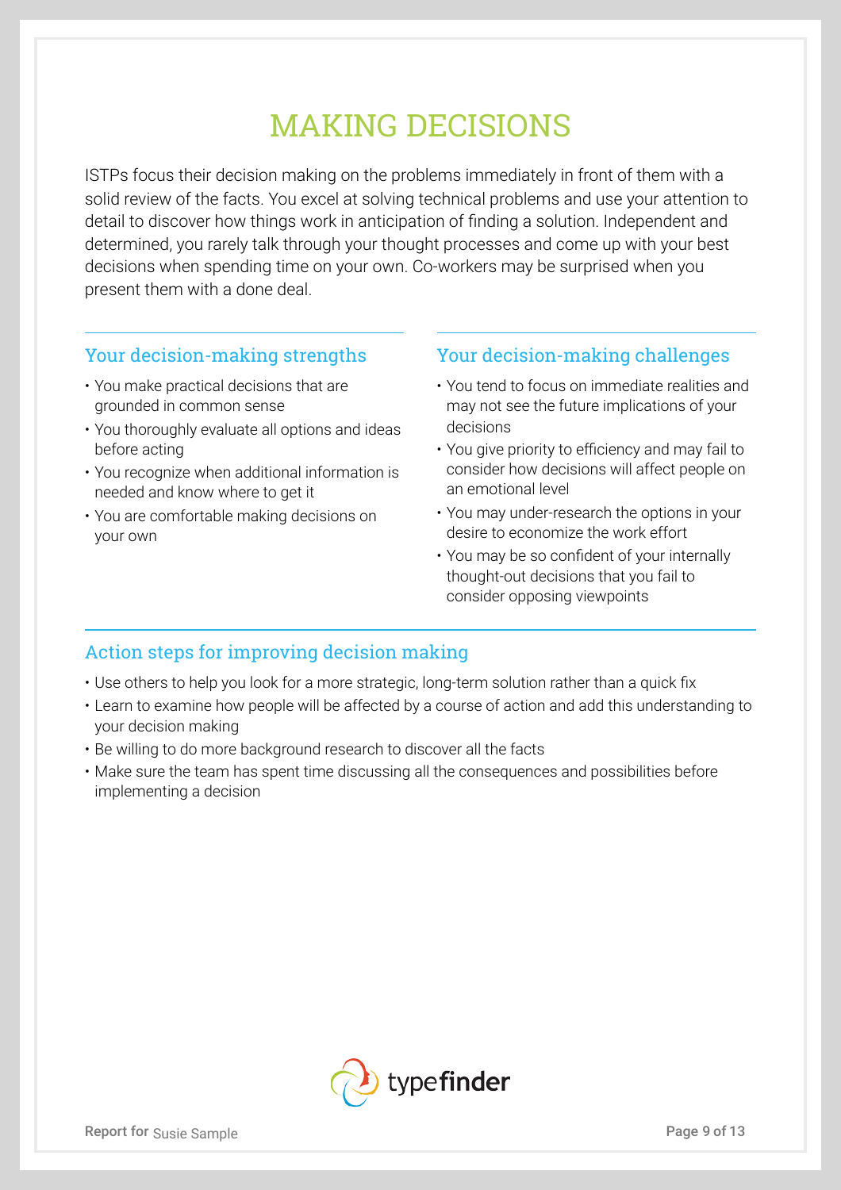# MAKING DECISIONS

ISTPs focus their decision making on the problems immediately in front of them with a solid review of the facts. You excel at solving technical problems and use your attention to detail to discover how things work in anticipation of finding a solution. Independent and determined, you rarely talk through your thought processes and come up with your best decisions when spending time on your own. Co-workers may be surprised when you present them with a done deal.

## Your decision-making strengths

- You make practical decisions that are grounded in common sense
- You thoroughly evaluate all options and ideas before acting
- You recognize when additional information is needed and know where to get it
- You are comfortable making decisions on your own

## Your decision-making challenges

- You tend to focus on immediate realities and may not see the future implications of your decisions
- You give priority to efficiency and may fail to consider how decisions will affect people on an emotional level
- You may under-research the options in your desire to economize the work effort
- You may be so confident of your internally thought-out decisions that you fail to consider opposing viewpoints

## Action steps for improving decision making

- Use others to help you look for a more strategic, long-term solution rather than a quick fix
- Learn to examine how people will be affected by a course of action and add this understanding to your decision making
- Be willing to do more background research to discover all the facts
- Make sure the team has spent time discussing all the consequences and possibilities before implementing a decision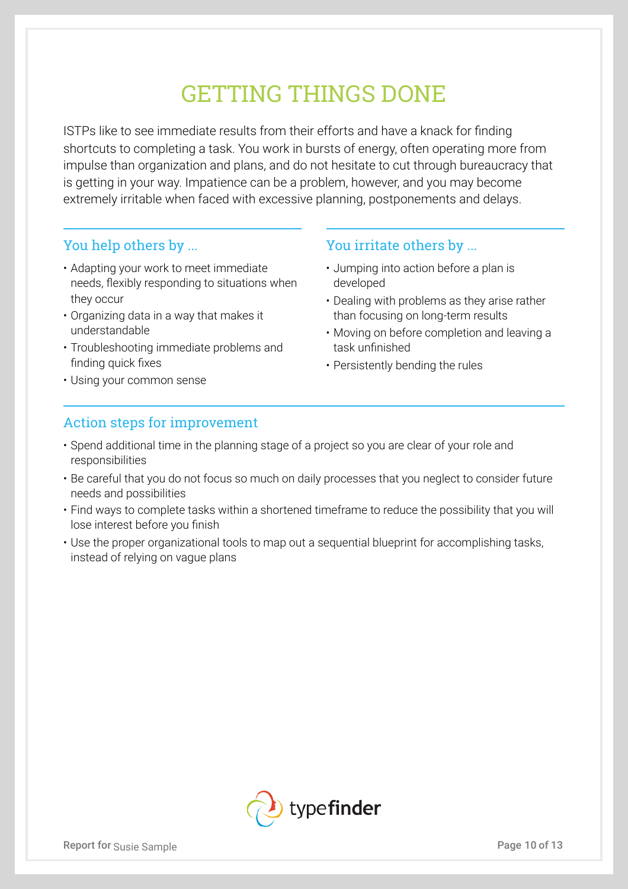# GETTING THINGS DONE

ISTPs like to see immediate results from their efforts and have a knack for finding shortcuts to completing a task. You work in bursts of energy, often operating more from impulse than organization and plans, and do not hesitate to cut through bureaucracy that is getting in your way. Impatience can be a problem, however, and you may become extremely irritable when faced with excessive planning, postponements and delays.

## You help others by ...

- Adapting your work to meet immediate needs, flexibly responding to situations when they occur
- Organizing data in a way that makes it understandable
- Troubleshooting immediate problems and finding quick fixes
- Using your common sense

## You irritate others by ...

- Jumping into action before a plan is developed
- Dealing with problems as they arise rather than focusing on long-term results
- Moving on before completion and leaving a task unfinished
- Persistently bending the rules

## Action steps for improvement

- Spend additional time in the planning stage of a project so you are clear of your role and responsibilities
- Be careful that you do not focus so much on daily processes that you neglect to consider future needs and possibilities
- Find ways to complete tasks within a shortened timeframe to reduce the possibility that you will lose interest before you finish
- Use the proper organizational tools to map out a sequential blueprint for accomplishing tasks, instead of relying on vague plans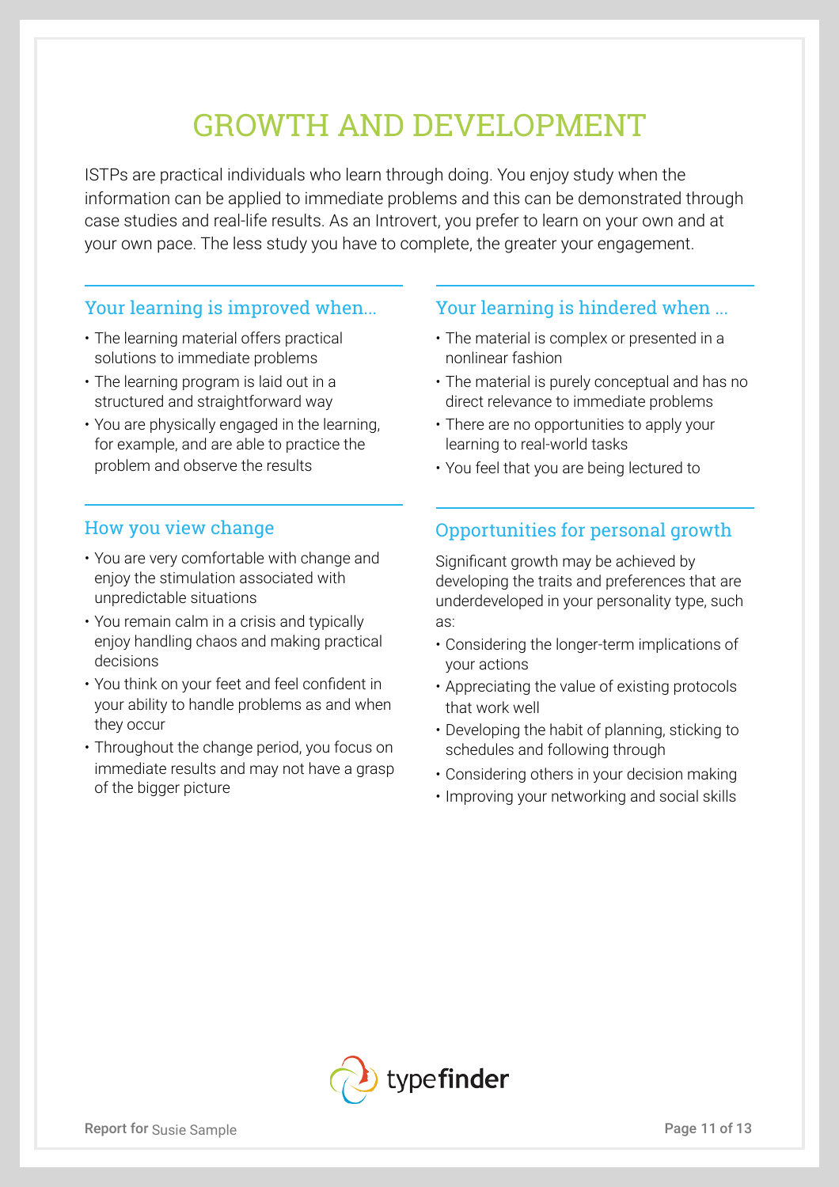# GROWTH AND DEVELOPMENT

ISTPs are practical individuals who learn through doing. You enjoy study when the information can be applied to immediate problems and this can be demonstrated through case studies and real-life results. As an Introvert, you prefer to learn on your own and at your own pace. The less study you have to complete, the greater your engagement.

## Your learning is improved when...

- The learning material offers practical solutions to immediate problems
- The learning program is laid out in a structured and straightforward way
- You are physically engaged in the learning, for example, and are able to practice the problem and observe the results

## Your learning is hindered when ...

- The material is complex or presented in a nonlinear fashion
- The material is purely conceptual and has no direct relevance to immediate problems
- There are no opportunities to apply your learning to real-world tasks
- You feel that you are being lectured to

## How you view change

- You are very comfortable with change and enjoy the stimulation associated with unpredictable situations
- You remain calm in a crisis and typically enjoy handling chaos and making practical decisions
- You think on your feet and feel confident in your ability to handle problems as and when they occur
- Throughout the change period, you focus on immediate results and may not have a grasp of the bigger picture

## Opportunities for personal growth

Significant growth may be achieved by developing the traits and preferences that are underdeveloped in your personality type, such as:

- Considering the longer-term implications of your actions
- Appreciating the value of existing protocols that work well
- Developing the habit of planning, sticking to schedules and following through
- Considering others in your decision making
- Improving your networking and social skills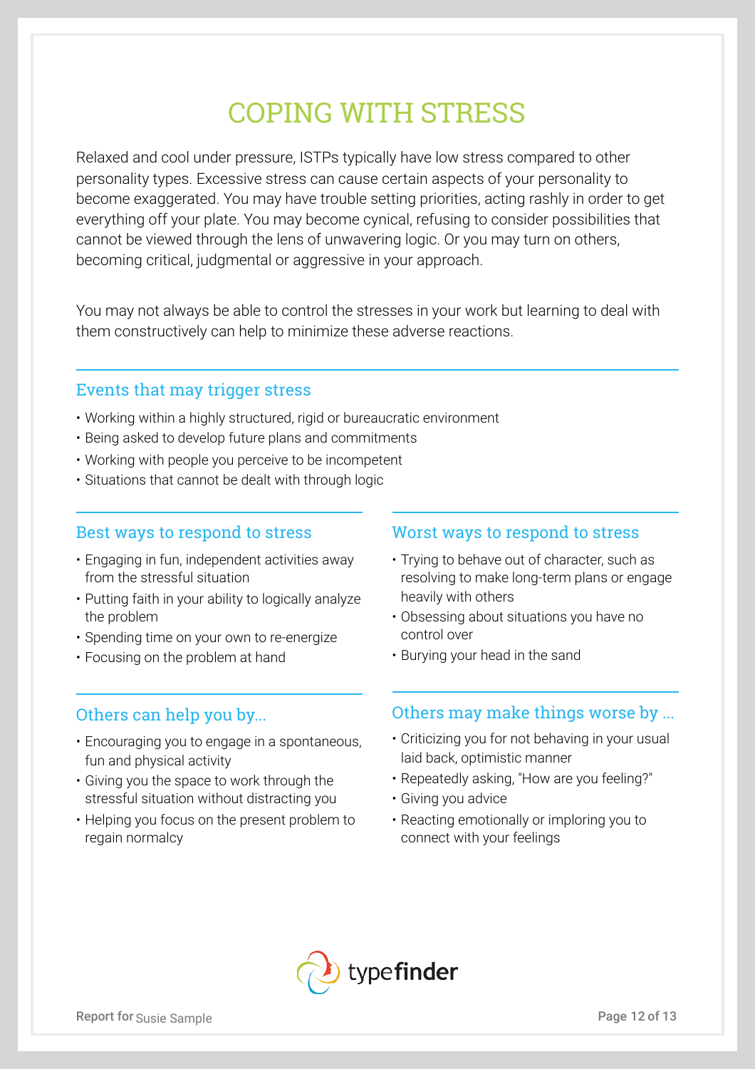# COPING WITH STRESS

Relaxed and cool under pressure, ISTPs typically have low stress compared to other personality types. Excessive stress can cause certain aspects of your personality to become exaggerated. You may have trouble setting priorities, acting rashly in order to get everything off your plate. You may become cynical, refusing to consider possibilities that cannot be viewed through the lens of unwavering logic. Or you may turn on others, becoming critical, judgmental or aggressive in your approach.

You may not always be able to control the stresses in your work but learning to deal with them constructively can help to minimize these adverse reactions.

## Events that may trigger stress

- Working within a highly structured, rigid or bureaucratic environment
- Being asked to develop future plans and commitments
- Working with people you perceive to be incompetent
- Situations that cannot be dealt with through logic

## Best ways to respond to stress

- Engaging in fun, independent activities away from the stressful situation
- Putting faith in your ability to logically analyze the problem
- Spending time on your own to re-energize
- Focusing on the problem at hand

## Worst ways to respond to stress

- Trying to behave out of character, such as resolving to make long-term plans or engage heavily with others
- Obsessing about situations you have no control over
- Burying your head in the sand

## Others can help you by...

- Encouraging you to engage in a spontaneous, fun and physical activity
- Giving you the space to work through the stressful situation without distracting you
- Helping you focus on the present problem to regain normalcy

## Others may make things worse by ...

- Criticizing you for not behaving in your usual laid back, optimistic manner
- Repeatedly asking, "How are you feeling?"
- Giving you advice
- Reacting emotionally or imploring you to connect with your feelings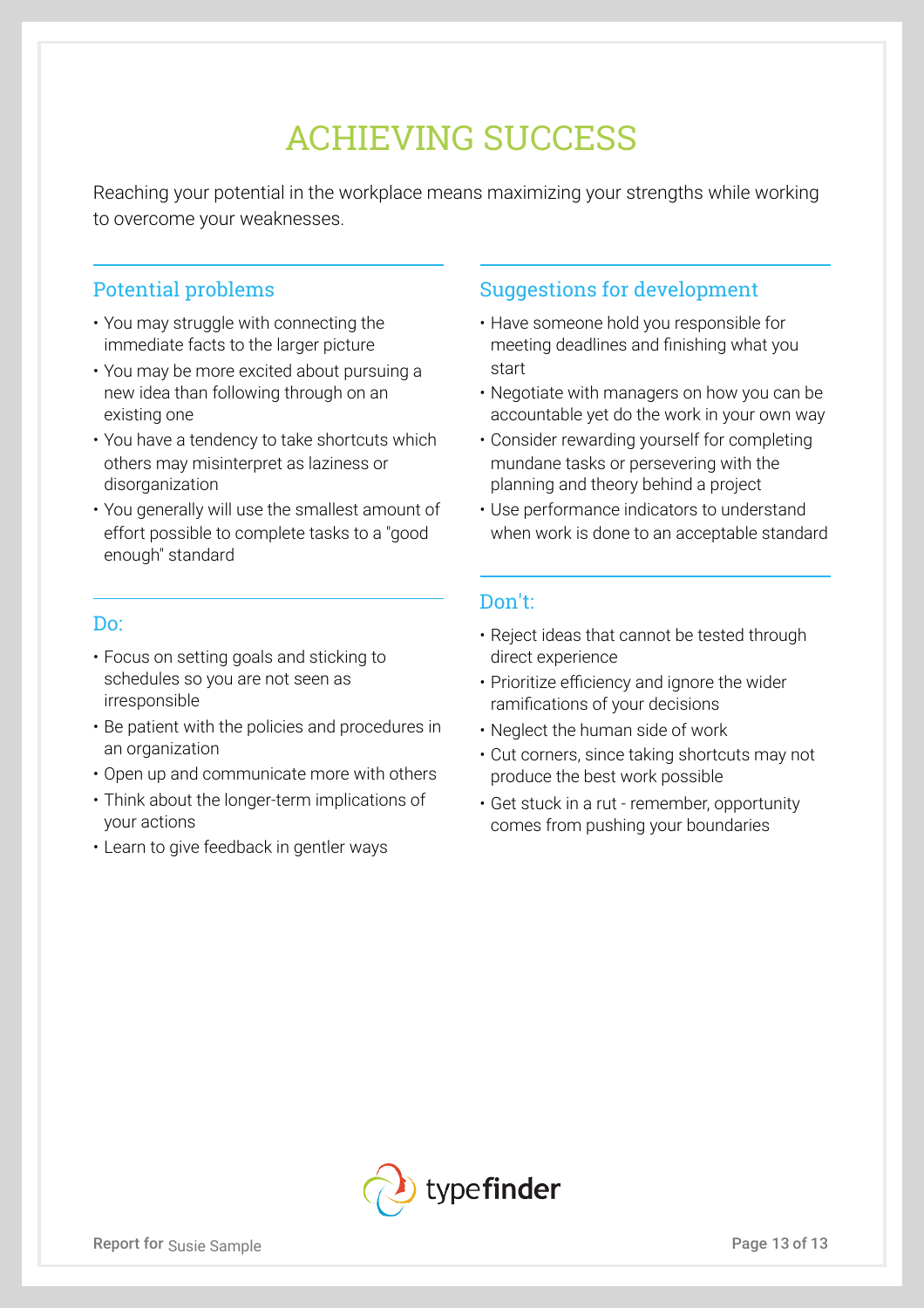# ACHIEVING SUCCESS

Reaching your potential in the workplace means maximizing your strengths while working to overcome your weaknesses.

## Potential problems

- You may struggle with connecting the immediate facts to the larger picture
- You may be more excited about pursuing a new idea than following through on an existing one
- You have a tendency to take shortcuts which others may misinterpret as laziness or disorganization
- You generally will use the smallest amount of effort possible to complete tasks to a "good enough" standard

## Do:

- Focus on setting goals and sticking to schedules so you are not seen as irresponsible
- Be patient with the policies and procedures in an organization
- Open up and communicate more with others
- Think about the longer-term implications of your actions
- Learn to give feedback in gentler ways

## Suggestions for development

- Have someone hold you responsible for meeting deadlines and finishing what you start
- Negotiate with managers on how you can be accountable yet do the work in your own way
- Consider rewarding yourself for completing mundane tasks or persevering with the planning and theory behind a project
- Use performance indicators to understand when work is done to an acceptable standard

## Don't:

- Reject ideas that cannot be tested through direct experience
- Prioritize efficiency and ignore the wider ramifications of your decisions
- Neglect the human side of work
- Cut corners, since taking shortcuts may not produce the best work possible
- Get stuck in a rut - remember, opportunity comes from pushing your boundaries